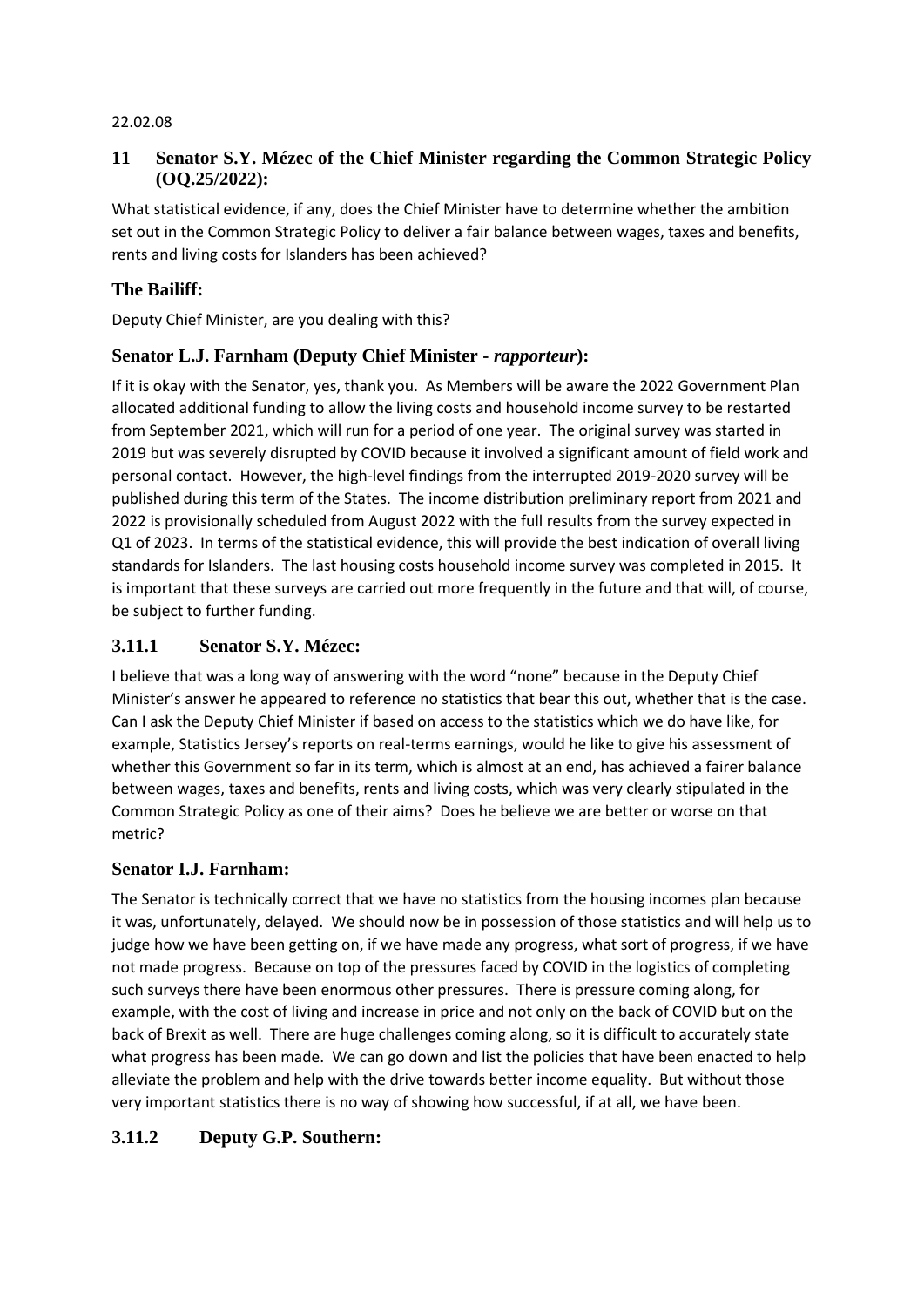22.02.08

## 11 Senator S.Y. Mézec of the Chief Minister regarding the Common Strategic Policy (OQ.25/2022):

What statistical evidence, if any, does the Chief Minister have to determine whether the ambition set out in the Common Strategic Policy to deliver a fair balance between wages, taxes and benefits, rents and living costs for Islanders has been achieved?

### The Bailiff:

Deputy Chief Minister, are you dealing with this?

### Senator L.J. Farnham (Deputy Chief Minister - *rapporteur*):

If it is okay with the Senator, yes, thank you. As Members will be aware the 2022 Government Plan allocated additional funding to allow the living costs and household income survey to be restarted from September 2021, which will run for a period of one year. The original survey was started in 2019 but was severely disrupted by COVID because it involved a significant amount of field work and personal contact. However, the high-level findings from the interrupted 2019-2020 survey will be published during this term of the States. The income distribution preliminary report from 2021 and 2022 is provisionally scheduled from August 2022 with the full results from the survey expected in Q1 of 2023. In terms of the statistical evidence, this will provide the best indication of overall living standards for Islanders. The last housing costs household income survey was completed in 2015. It is important that these surveys are carried out more frequently in the future and that will, of course, be subject to further funding.

## 3.11.1 Senator S.Y. Mézec:

I believe that was a long way of answering with the word "none" because in the Deputy Chief Minister's answer he appeared to reference no statistics that bear this out, whether that is the case. Can I ask the Deputy Chief Minister if based on access to the statistics which we do have like, for example, Statistics Jersey's reports on real-terms earnings, would he like to give his assessment of whether this Government so far in its term, which is almost at an end, has achieved a fairer balance between wages, taxes and benefits, rents and living costs, which was very clearly stipulated in the Common Strategic Policy as one of their aims? Does he believe we are better or worse on that metric?

### Senator I.J. Farnham:

The Senator is technically correct that we have no statistics from the housing incomes plan because it was, unfortunately, delayed. We should now be in possession of those statistics and will help us to judge how we have been getting on, if we have made any progress, what sort of progress, if we have not made progress. Because on top of the pressures faced by COVID in the logistics of completing such surveys there have been enormous other pressures. There is pressure coming along, for example, with the cost of living and increase in price and not only on the back of COVID but on the back of Brexit as well. There are huge challenges coming along, so it is difficult to accurately state what progress has been made. We can go down and list the policies that have been enacted to help alleviate the problem and help with the drive towards better income equality. But without those very important statistics there is no way of showing how successful, if at all, we have been.

## 3.11.2 Deputy G.P. Southern: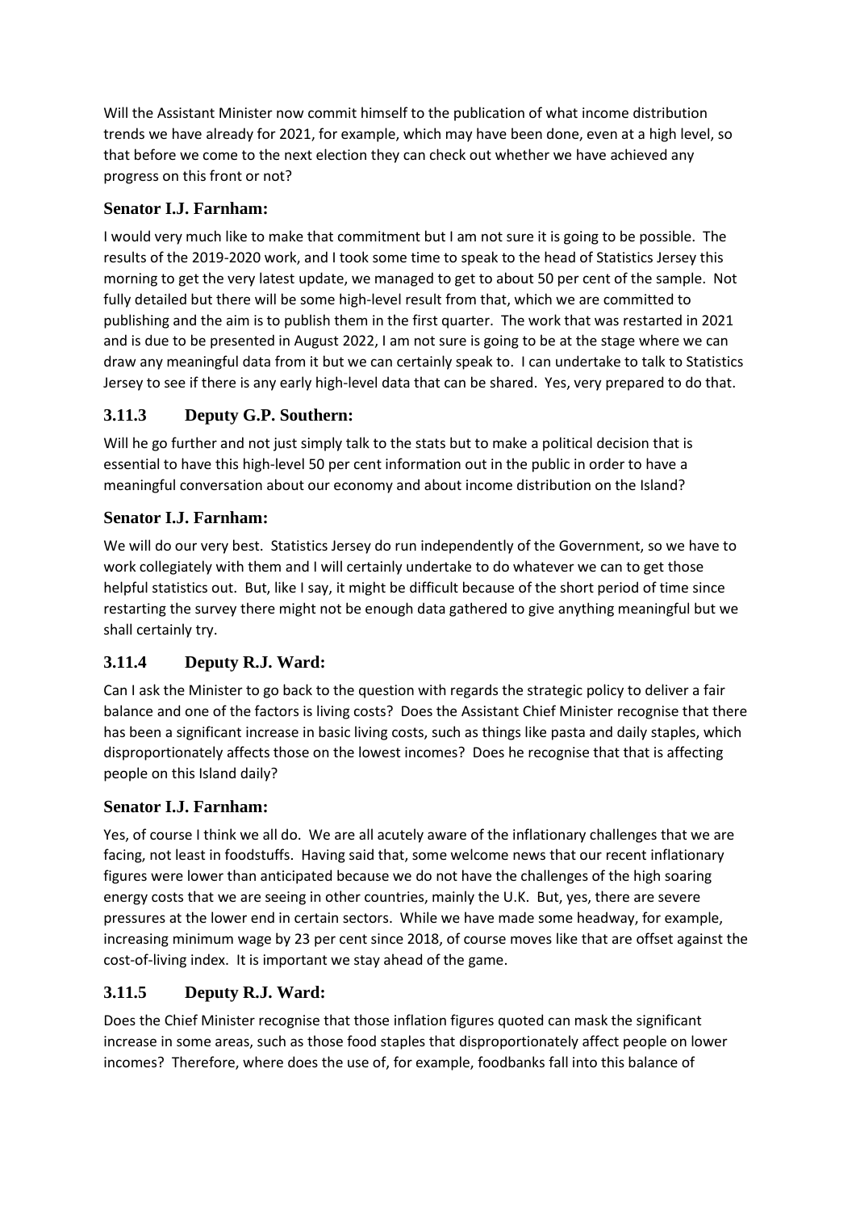Will the Assistant Minister now commit himself to the publication of what income distribution trends we have already for 2021, for example, which may have been done, even at a high level, so that before we come to the next election they can check out whether we have achieved any progress on this front or not?

### Senator I.J. Farnham:

I would very much like to make that commitment but I am not sure it is going to be possible. The results of the 2019-2020 work, and I took some time to speak to the head of Statistics Jersey this morning to get the very latest update, we managed to get to about 50 per cent of the sample. Not fully detailed but there will be some high-level result from that, which we are committed to publishing and the aim is to publish them in the first quarter. The work that was restarted in 2021 and is due to be presented in August 2022, I am not sure is going to be at the stage where we can draw any meaningful data from it but we can certainly speak to. I can undertake to talk to Statistics Jersey to see if there is any early high-level data that can be shared. Yes, very prepared to do that.

## 3.11.3 Deputy G.P. Southern:

Will he go further and not just simply talk to the stats but to make a political decision that is essential to have this high-level 50 per cent information out in the public in order to have a meaningful conversation about our economy and about income distribution on the Island?

### Senator I.J. Farnham:

We will do our very best. Statistics Jersey do run independently of the Government, so we have to work collegiately with them and I will certainly undertake to do whatever we can to get those helpful statistics out. But, like I say, it might be difficult because of the short period of time since restarting the survey there might not be enough data gathered to give anything meaningful but we shall certainly try.

## 3.11.4 Deputy R.J. Ward:

Can I ask the Minister to go back to the question with regards the strategic policy to deliver a fair balance and one of the factors is living costs? Does the Assistant Chief Minister recognise that there has been a significant increase in basic living costs, such as things like pasta and daily staples, which disproportionately affects those on the lowest incomes? Does he recognise that that is affecting people on this Island daily?

### Senator I.J. Farnham:

Yes, of course I think we all do. We are all acutely aware of the inflationary challenges that we are facing, not least in foodstuffs. Having said that, some welcome news that our recent inflationary figures were lower than anticipated because we do not have the challenges of the high soaring energy costs that we are seeing in other countries, mainly the U.K. But, yes, there are severe pressures at the lower end in certain sectors. While we have made some headway, for example, increasing minimum wage by 23 per cent since 2018, of course moves like that are offset against the cost-of-living index. It is important we stay ahead of the game.

## 3.11.5 Deputy R.J. Ward:

Does the Chief Minister recognise that those inflation figures quoted can mask the significant increase in some areas, such as those food staples that disproportionately affect people on lower incomes? Therefore, where does the use of, for example, foodbanks fall into this balance of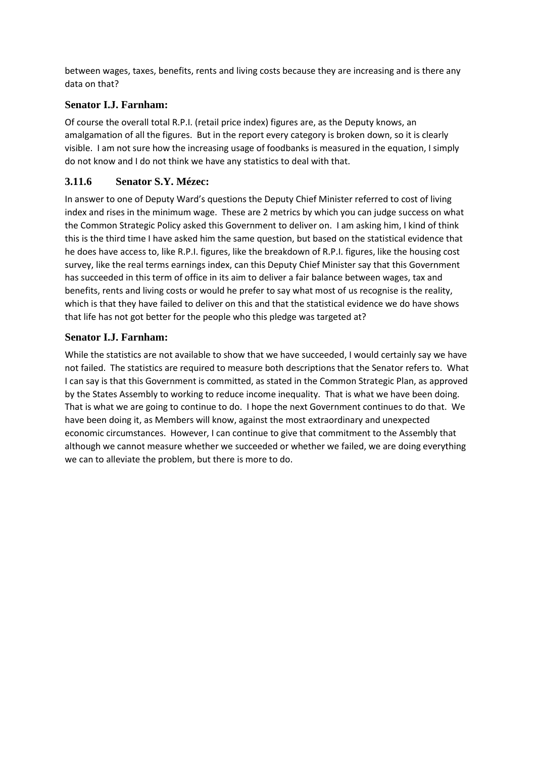between wages, taxes, benefits, rents and living costs because they are increasing and is there any data on that?

**Senator I.J. Farnham:**

Of course the overall total R.P.I. (retail price index) figures are, as the Deputy knows, an amalgamation of all the figures. But in the report every category is broken down, so it is clearly visible. I am not sure how the increasing usage of foodbanks is measured in the equation, I simply do not know and I do not think we have any statistics to deal with that.

### 3.11.6 Senator S.Y. Mézec:

In answer to one of Deputy Ward's questions the Deputy Chief Minister referred to cost of living index and rises in the minimum wage. These are 2 metrics by which you can judge success on what the Common Strategic Policy asked this Government to deliver on. I am asking him, I kind of think this is the third time I have asked him the same question, but based on the statistical evidence that he does have access to, like R.P.I. figures, like the breakdown of R.P.I. figures, like the housing cost survey, like the real terms earnings index, can this Deputy Chief Minister say that this Government has succeeded in this term of office in its aim to deliver a fair balance between wages, tax and benefits, rents and living costs or would he prefer to say what most of us recognise is the reality, which is that they have failed to deliver on this and that the statistical evidence we do have shows that life has not got better for the people who this pledge was targeted at?

**Senator I.J. Farnham:**

While the statistics are not available to show that we have succeeded, I would certainly say we have not failed. The statistics are required to measure both descriptions that the Senator refers to. What I can say is that this Government is committed, as stated in the Common Strategic Plan, as approved by the States Assembly to working to reduce income inequality. That is what we have been doing. That is what we are going to continue to do. I hope the next Government continues to do that. We have been doing it, as Members will know, against the most extraordinary and unexpected economic circumstances. However, I can continue to give that commitment to the Assembly that although we cannot measure whether we succeeded or whether we failed, we are doing everything we can to alleviate the problem, but there is more to do.